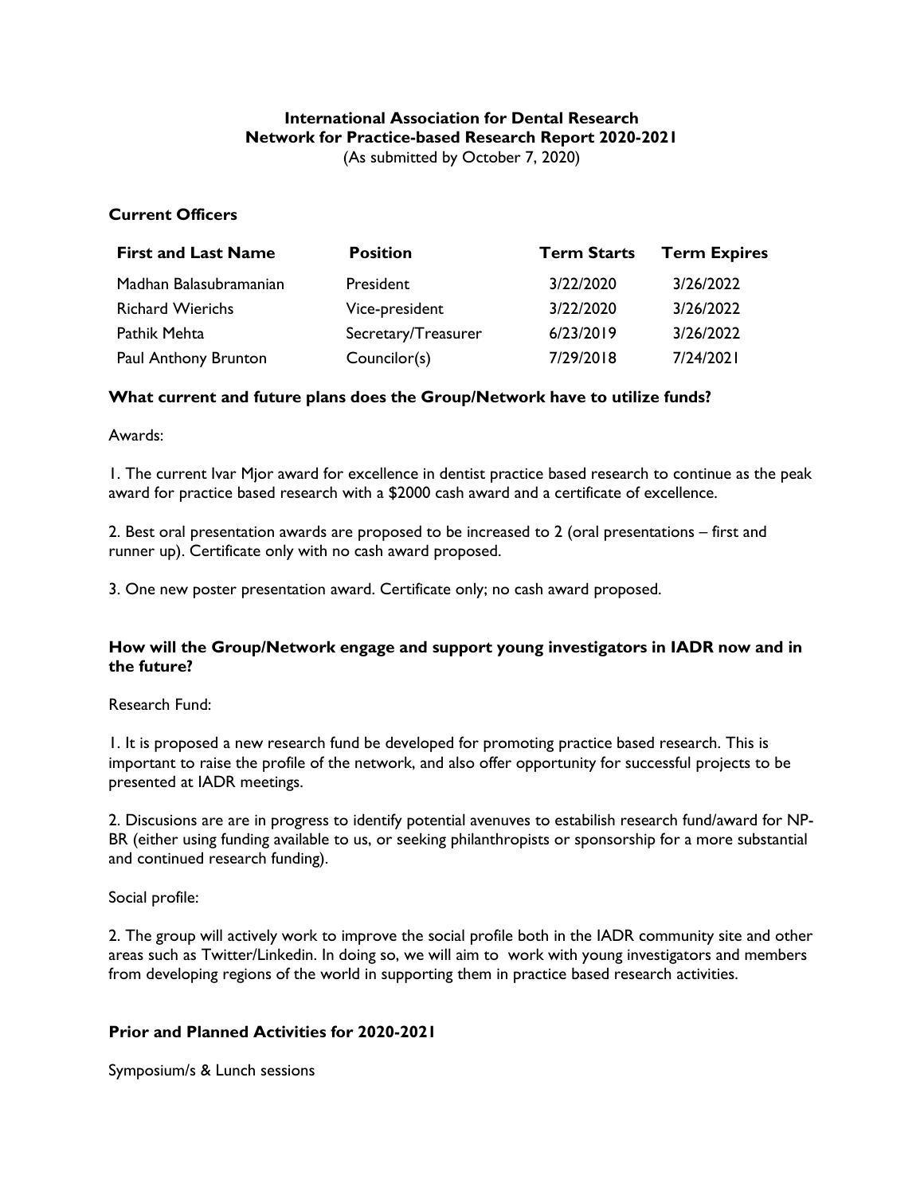**International Association for Dental Research**
**Network for Practice-based Research Report 2020-2021**
(As submitted by October 7, 2020)

## Current Officers

| First and Last Name | Position | Term Starts | Term Expires |
|---|---|---|---|
| Madhan Balasubramanian | President | 3/22/2020 | 3/26/2022 |
| Richard Wierichs | Vice-president | 3/22/2020 | 3/26/2022 |
| Pathik Mehta | Secretary/Treasurer | 6/23/2019 | 3/26/2022 |
| Paul Anthony Brunton | Councilor(s) | 7/29/2018 | 7/24/2021 |

## What current and future plans does the Group/Network have to utilize funds?

Awards:

1. The current Ivar Mjor award for excellence in dentist practice based research to continue as the peak award for practice based research with a $2000 cash award and a certificate of excellence.

2. Best oral presentation awards are proposed to be increased to 2 (oral presentations – first and runner up). Certificate only with no cash award proposed.

3. One new poster presentation award. Certificate only; no cash award proposed.

## How will the Group/Network engage and support young investigators in IADR now and in the future?

Research Fund:

1. It is proposed a new research fund be developed for promoting practice based research. This is important to raise the profile of the network, and also offer opportunity for successful projects to be presented at IADR meetings.

2. Discusions are are in progress to identify potential avenuves to estabilish research fund/award for NP-BR (either using funding available to us, or seeking philanthropists or sponsorship for a more substantial and continued research funding).

Social profile:

2. The group will actively work to improve the social profile both in the IADR community site and other areas such as Twitter/Linkedin. In doing so, we will aim to work with young investigators and members from developing regions of the world in supporting them in practice based research activities.

## Prior and Planned Activities for 2020-2021

Symposium/s & Lunch sessions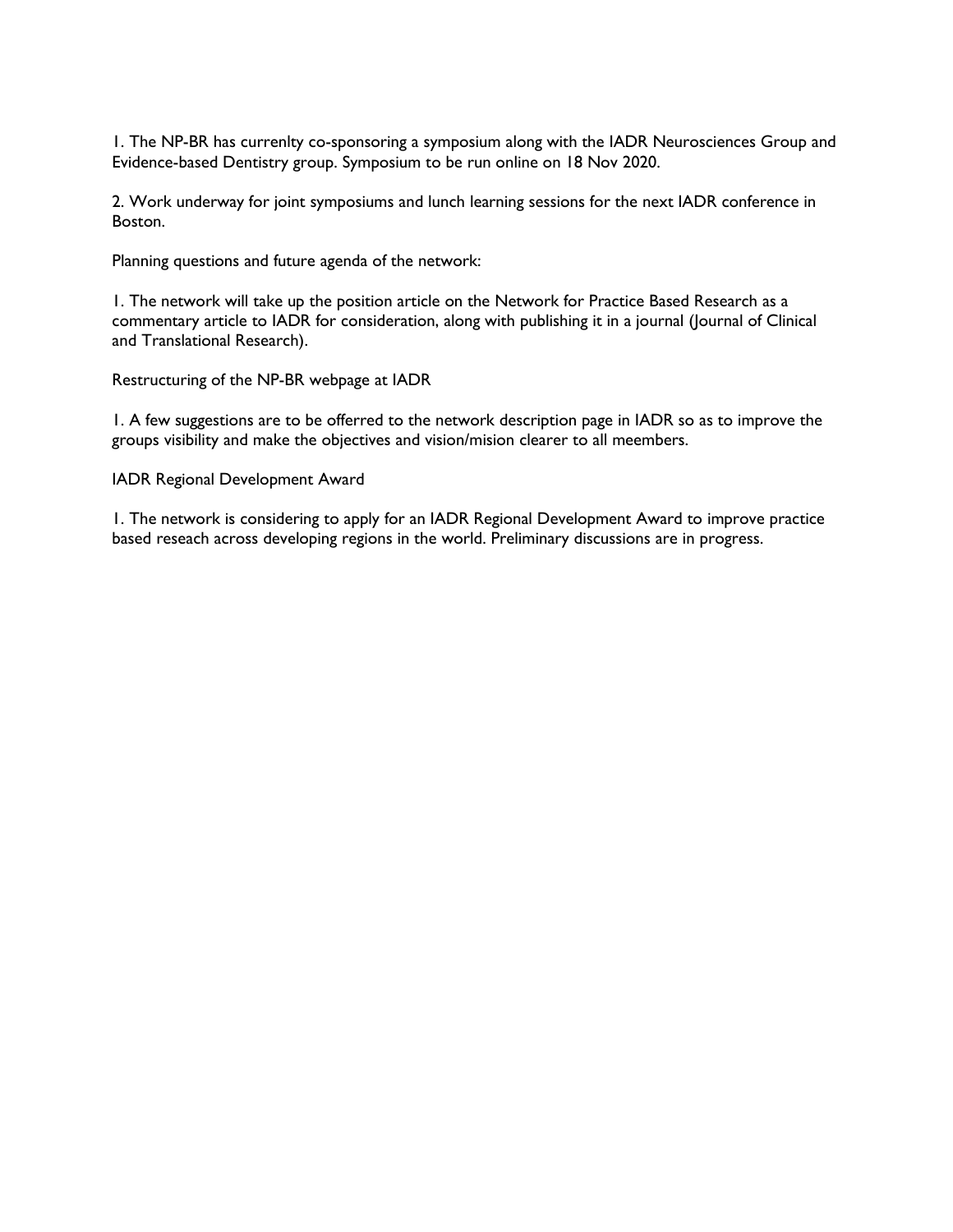1. The NP-BR has currenlty co-sponsoring a symposium along with the IADR Neurosciences Group and Evidence-based Dentistry group. Symposium to be run online on 18 Nov 2020.

2. Work underway for joint symposiums and lunch learning sessions for the next IADR conference in Boston.

Planning questions and future agenda of the network:

1. The network will take up the position article on the Network for Practice Based Research as a commentary article to IADR for consideration, along with publishing it in a journal (Journal of Clinical and Translational Research).

Restructuring of the NP-BR webpage at IADR

1. A few suggestions are to be offerred to the network description page in IADR so as to improve the groups visibility and make the objectives and vision/mision clearer to all meembers.

IADR Regional Development Award

1. The network is considering to apply for an IADR Regional Development Award to improve practice based reseach across developing regions in the world. Preliminary discussions are in progress.